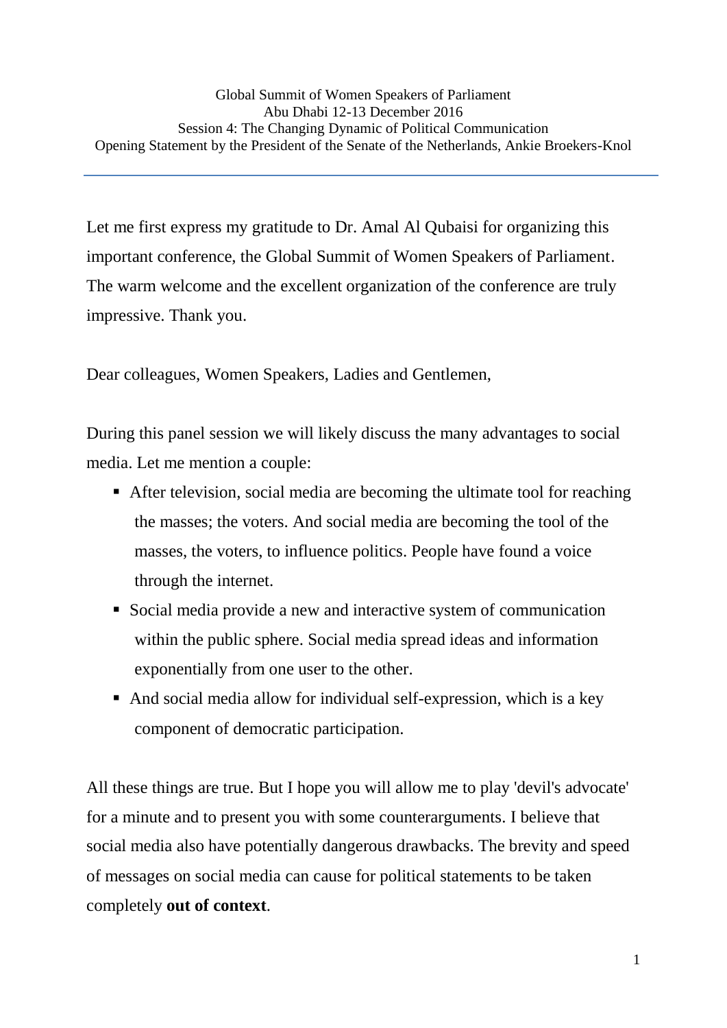Global Summit of Women Speakers of Parliament
Abu Dhabi 12-13 December 2016
Session 4: The Changing Dynamic of Political Communication
Opening Statement by the President of the Senate of the Netherlands, Ankie Broekers-Knol

---

Let me first express my gratitude to Dr. Amal Al Qubaisi for organizing this important conference, the Global Summit of Women Speakers of Parliament. The warm welcome and the excellent organization of the conference are truly impressive. Thank you.

Dear colleagues, Women Speakers, Ladies and Gentlemen,

During this panel session we will likely discuss the many advantages to social media. Let me mention a couple:

- After television, social media are becoming the ultimate tool for reaching the masses; the voters. And social media are becoming the tool of the masses, the voters, to influence politics. People have found a voice through the internet.
- Social media provide a new and interactive system of communication within the public sphere. Social media spread ideas and information exponentially from one user to the other.
- And social media allow for individual self-expression, which is a key component of democratic participation.

All these things are true. But I hope you will allow me to play 'devil's advocate' for a minute and to present you with some counterarguments. I believe that social media also have potentially dangerous drawbacks. The brevity and speed of messages on social media can cause for political statements to be taken completely **out of context**.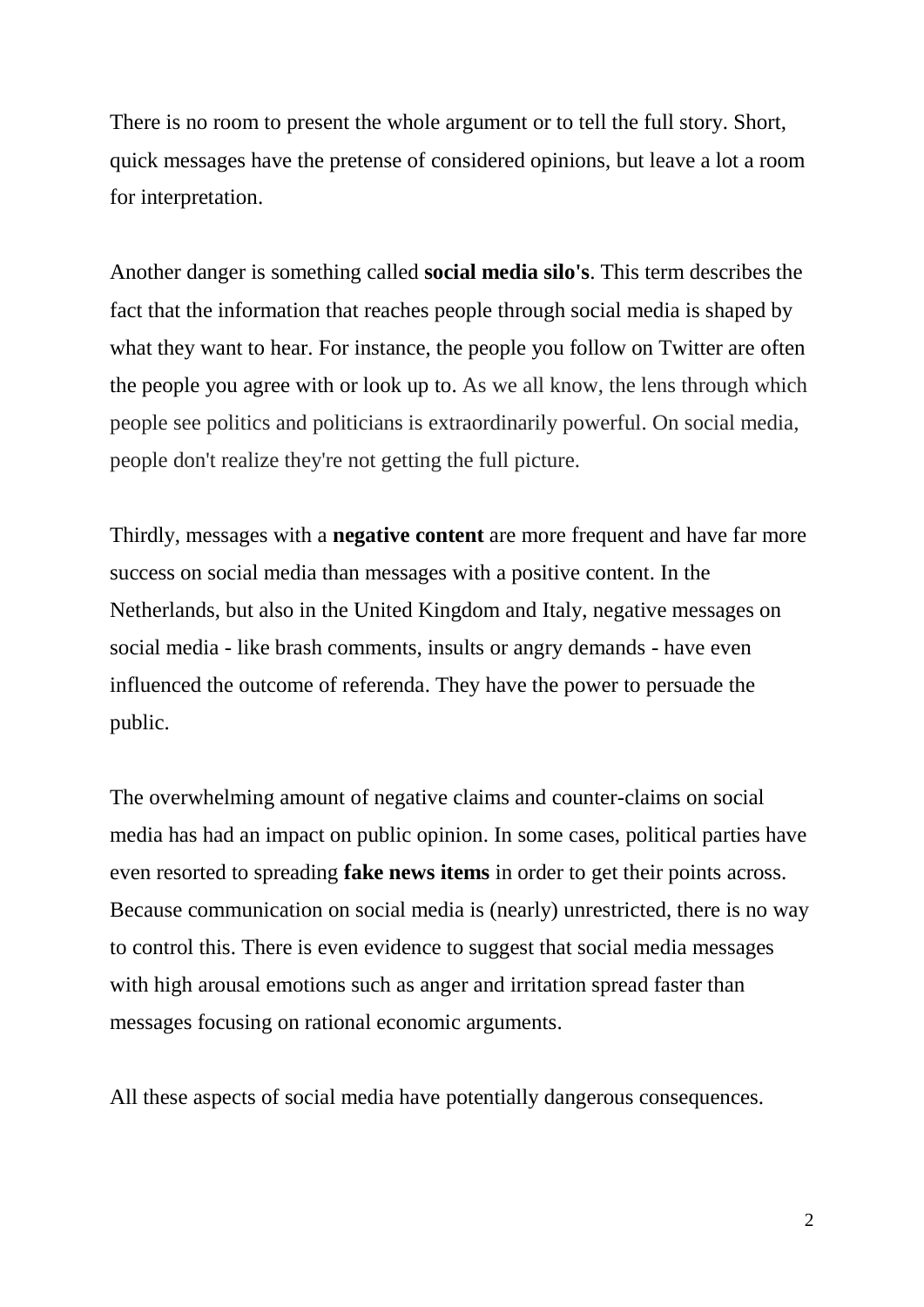There is no room to present the whole argument or to tell the full story. Short, quick messages have the pretense of considered opinions, but leave a lot a room for interpretation.

Another danger is something called **social media silo's**. This term describes the fact that the information that reaches people through social media is shaped by what they want to hear. For instance, the people you follow on Twitter are often the people you agree with or look up to. As we all know, the lens through which people see politics and politicians is extraordinarily powerful. On social media, people don't realize they're not getting the full picture.

Thirdly, messages with a **negative content** are more frequent and have far more success on social media than messages with a positive content. In the Netherlands, but also in the United Kingdom and Italy, negative messages on social media - like brash comments, insults or angry demands - have even influenced the outcome of referenda. They have the power to persuade the public.

The overwhelming amount of negative claims and counter-claims on social media has had an impact on public opinion. In some cases, political parties have even resorted to spreading **fake news items** in order to get their points across. Because communication on social media is (nearly) unrestricted, there is no way to control this. There is even evidence to suggest that social media messages with high arousal emotions such as anger and irritation spread faster than messages focusing on rational economic arguments.

All these aspects of social media have potentially dangerous consequences.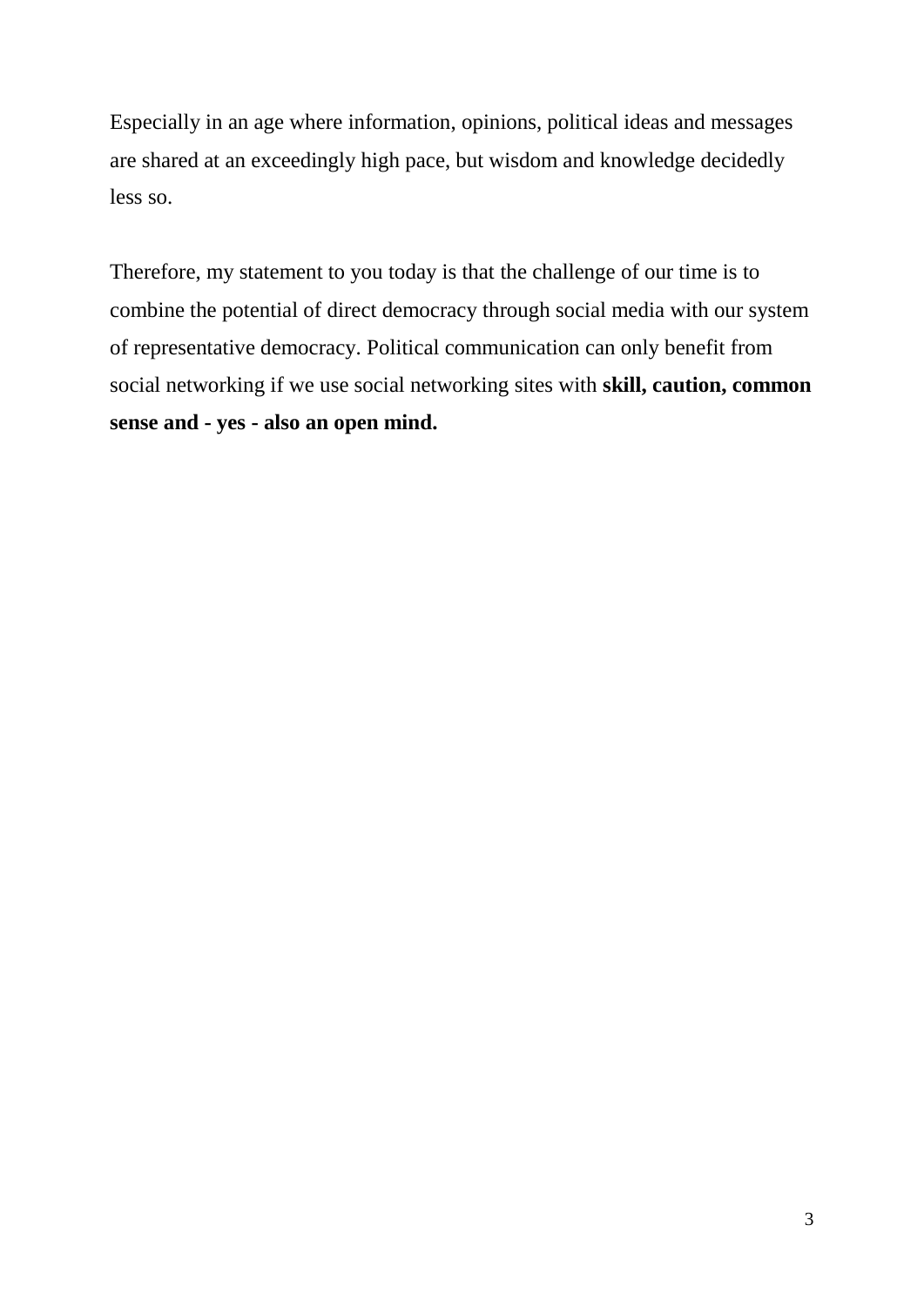Especially in an age where information, opinions, political ideas and messages are shared at an exceedingly high pace, but wisdom and knowledge decidedly less so.

Therefore, my statement to you today is that the challenge of our time is to combine the potential of direct democracy through social media with our system of representative democracy. Political communication can only benefit from social networking if we use social networking sites with **skill, caution, common sense and - yes - also an open mind.**